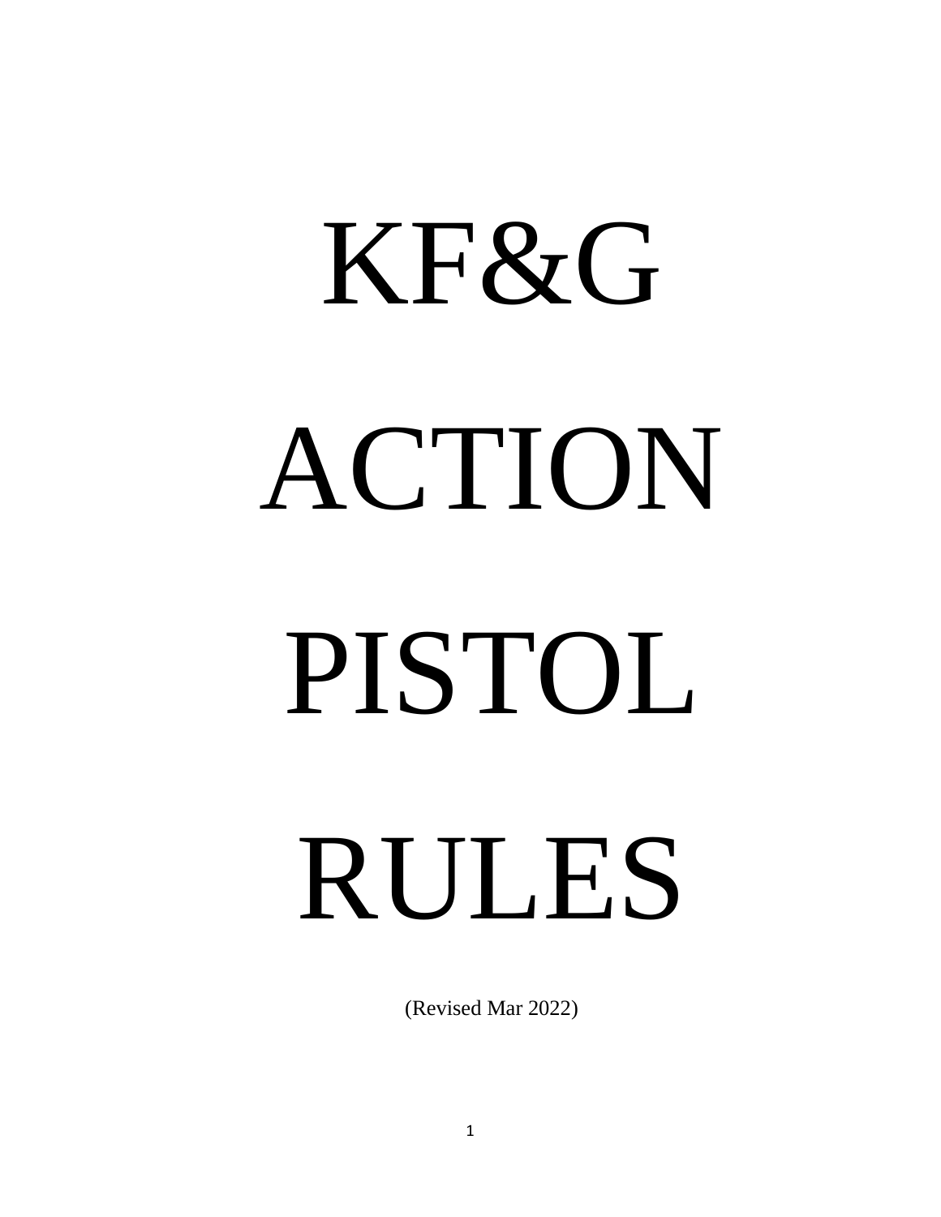# KF&G ACTION PISTOL RULES

(Revised Mar 2022)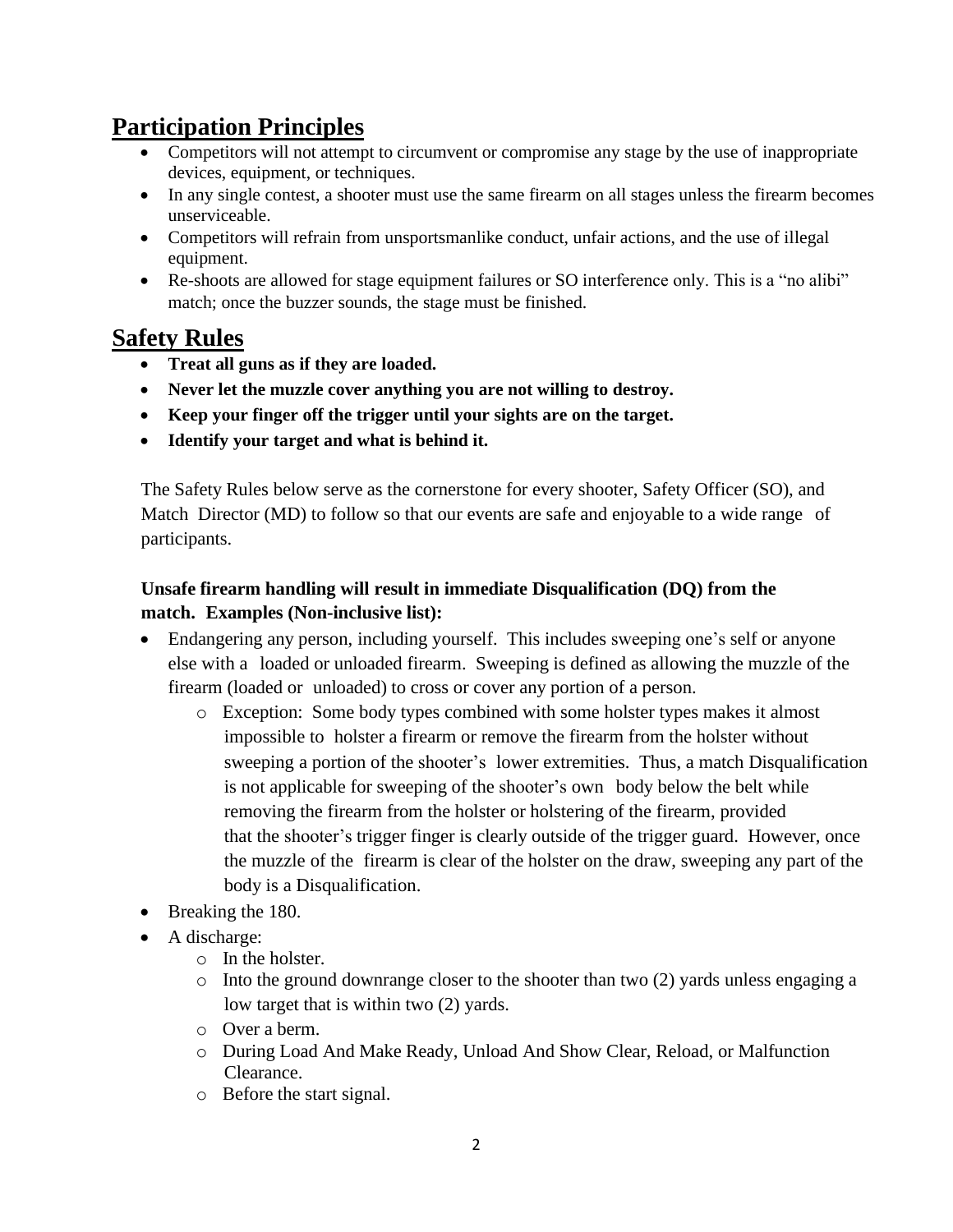## Participation Principles

- Competitors will not attempt to circumvent or compromise any stage by the use of inappropriate devices, equipment, or techniques.
- In any single contest, a shooter must use the same firearm on all stages unless the firearm becomes unserviceable.
- Competitors will refrain from unsportsmanlike conduct, unfair actions, and the use of illegal equipment.
- Re-shoots are allowed for stage equipment failures or SO interference only. This is a "no alibi" match; once the buzzer sounds, the stage must be finished.

## Safety Rules

- **Treat all guns as if they are loaded.**
- **Never let the muzzle cover anything you are not willing to destroy.**
- **Keep your finger off the trigger until your sights are on the target.**
- **Identify your target and what is behind it.**

The Safety Rules below serve as the cornerstone for every shooter, Safety Officer (SO), and Match Director (MD) to follow so that our events are safe and enjoyable to a wide range of participants.

**Unsafe firearm handling will result in immediate Disqualification (DQ) from the match. Examples (Non-inclusive list):**

- Endangering any person, including yourself. This includes sweeping one's self or anyone else with a loaded or unloaded firearm. Sweeping is defined as allowing the muzzle of the firearm (loaded or unloaded) to cross or cover any portion of a person.
  - Exception: Some body types combined with some holster types makes it almost impossible to holster a firearm or remove the firearm from the holster without sweeping a portion of the shooter's lower extremities. Thus, a match Disqualification is not applicable for sweeping of the shooter's own body below the belt while removing the firearm from the holster or holstering of the firearm, provided that the shooter's trigger finger is clearly outside of the trigger guard. However, once the muzzle of the firearm is clear of the holster on the draw, sweeping any part of the body is a Disqualification.
- Breaking the 180.
- A discharge:
  - In the holster.
  - Into the ground downrange closer to the shooter than two (2) yards unless engaging a low target that is within two (2) yards.
  - Over a berm.
  - During Load And Make Ready, Unload And Show Clear, Reload, or Malfunction Clearance.
  - Before the start signal.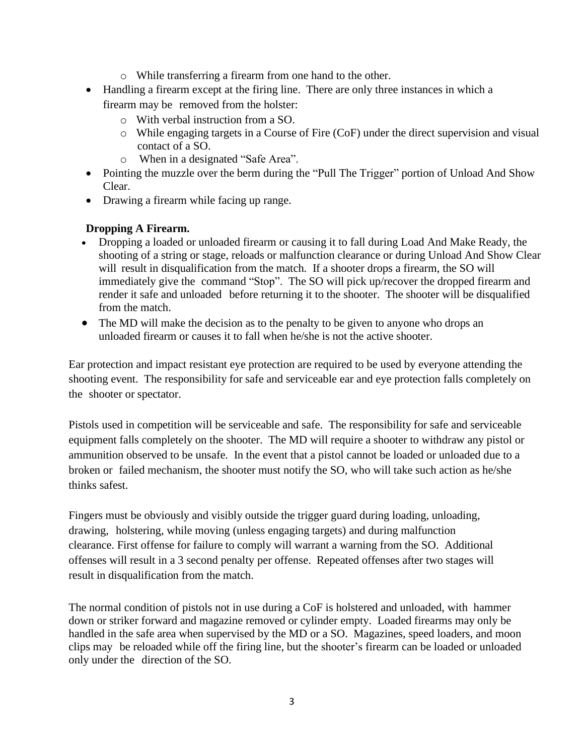- While transferring a firearm from one hand to the other.
- Handling a firearm except at the firing line. There are only three instances in which a firearm may be removed from the holster:
  - With verbal instruction from a SO.
  - While engaging targets in a Course of Fire (CoF) under the direct supervision and visual contact of a SO.
  - When in a designated "Safe Area".
- Pointing the muzzle over the berm during the "Pull The Trigger" portion of Unload And Show Clear.
- Drawing a firearm while facing up range.

**Dropping A Firearm.**

- Dropping a loaded or unloaded firearm or causing it to fall during Load And Make Ready, the shooting of a string or stage, reloads or malfunction clearance or during Unload And Show Clear will result in disqualification from the match. If a shooter drops a firearm, the SO will immediately give the command "Stop". The SO will pick up/recover the dropped firearm and render it safe and unloaded before returning it to the shooter. The shooter will be disqualified from the match.
- The MD will make the decision as to the penalty to be given to anyone who drops an unloaded firearm or causes it to fall when he/she is not the active shooter.

Ear protection and impact resistant eye protection are required to be used by everyone attending the shooting event. The responsibility for safe and serviceable ear and eye protection falls completely on the shooter or spectator.

Pistols used in competition will be serviceable and safe. The responsibility for safe and serviceable equipment falls completely on the shooter. The MD will require a shooter to withdraw any pistol or ammunition observed to be unsafe. In the event that a pistol cannot be loaded or unloaded due to a broken or failed mechanism, the shooter must notify the SO, who will take such action as he/she thinks safest.

Fingers must be obviously and visibly outside the trigger guard during loading, unloading, drawing, holstering, while moving (unless engaging targets) and during malfunction clearance. First offense for failure to comply will warrant a warning from the SO. Additional offenses will result in a 3 second penalty per offense. Repeated offenses after two stages will result in disqualification from the match.

The normal condition of pistols not in use during a CoF is holstered and unloaded, with hammer down or striker forward and magazine removed or cylinder empty. Loaded firearms may only be handled in the safe area when supervised by the MD or a SO. Magazines, speed loaders, and moon clips may be reloaded while off the firing line, but the shooter's firearm can be loaded or unloaded only under the direction of the SO.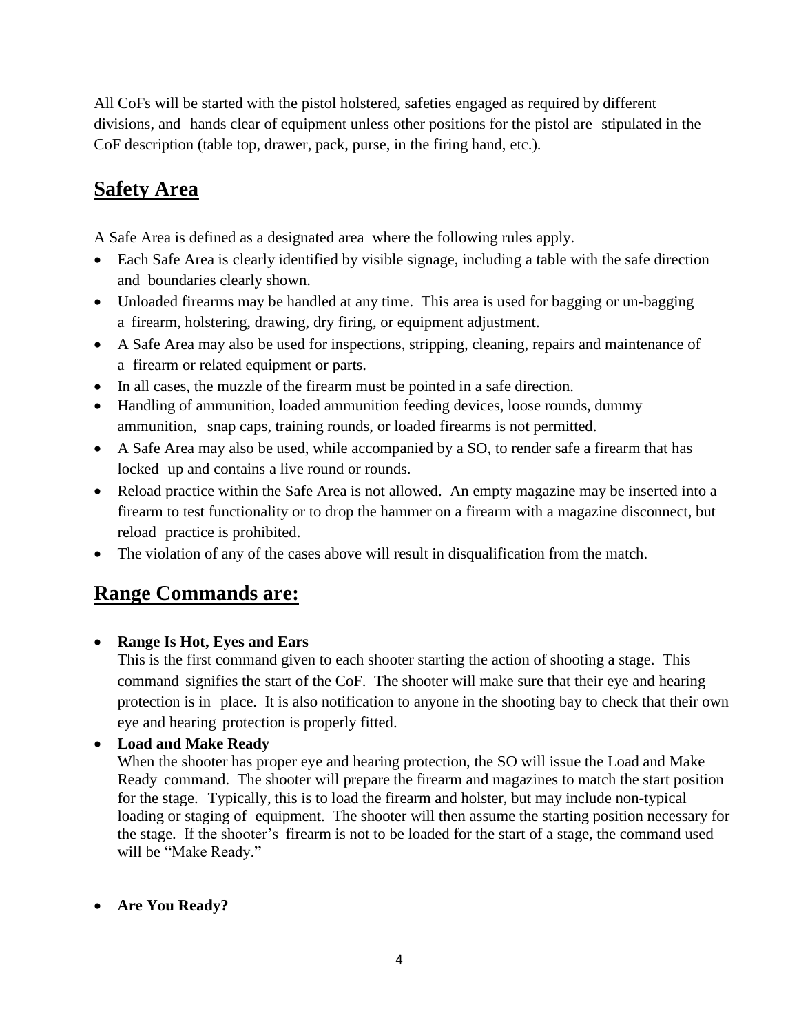All CoFs will be started with the pistol holstered, safeties engaged as required by different divisions, and hands clear of equipment unless other positions for the pistol are stipulated in the CoF description (table top, drawer, pack, purse, in the firing hand, etc.).

## Safety Area

A Safe Area is defined as a designated area where the following rules apply.

- Each Safe Area is clearly identified by visible signage, including a table with the safe direction and boundaries clearly shown.
- Unloaded firearms may be handled at any time. This area is used for bagging or un-bagging a firearm, holstering, drawing, dry firing, or equipment adjustment.
- A Safe Area may also be used for inspections, stripping, cleaning, repairs and maintenance of a firearm or related equipment or parts.
- In all cases, the muzzle of the firearm must be pointed in a safe direction.
- Handling of ammunition, loaded ammunition feeding devices, loose rounds, dummy ammunition, snap caps, training rounds, or loaded firearms is not permitted.
- A Safe Area may also be used, while accompanied by a SO, to render safe a firearm that has locked up and contains a live round or rounds.
- Reload practice within the Safe Area is not allowed. An empty magazine may be inserted into a firearm to test functionality or to drop the hammer on a firearm with a magazine disconnect, but reload practice is prohibited.
- The violation of any of the cases above will result in disqualification from the match.

## Range Commands are:

- **Range Is Hot, Eyes and Ears**
  This is the first command given to each shooter starting the action of shooting a stage. This command signifies the start of the CoF. The shooter will make sure that their eye and hearing protection is in place. It is also notification to anyone in the shooting bay to check that their own eye and hearing protection is properly fitted.
- **Load and Make Ready**
  When the shooter has proper eye and hearing protection, the SO will issue the Load and Make Ready command. The shooter will prepare the firearm and magazines to match the start position for the stage. Typically, this is to load the firearm and holster, but may include non-typical loading or staging of equipment. The shooter will then assume the starting position necessary for the stage. If the shooter's firearm is not to be loaded for the start of a stage, the command used will be "Make Ready."

- **Are You Ready?**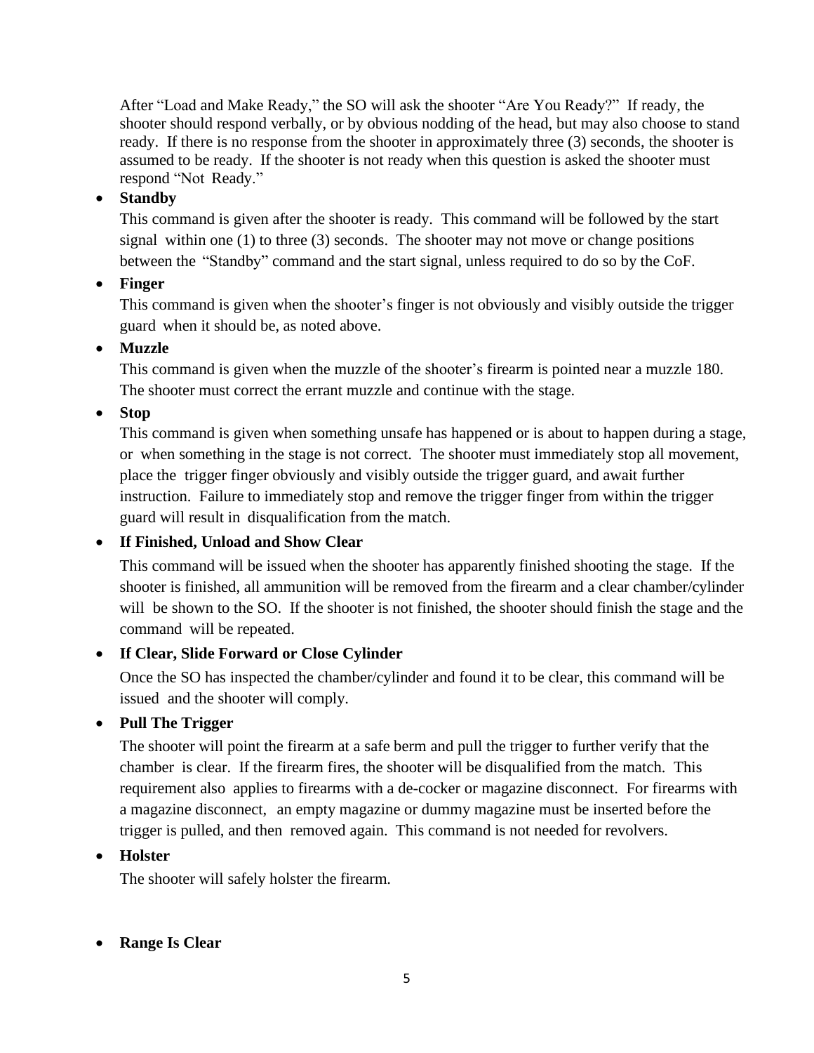After "Load and Make Ready," the SO will ask the shooter "Are You Ready?" If ready, the shooter should respond verbally, or by obvious nodding of the head, but may also choose to stand ready. If there is no response from the shooter in approximately three (3) seconds, the shooter is assumed to be ready. If the shooter is not ready when this question is asked the shooter must respond "Not Ready."

- **Standby**

  This command is given after the shooter is ready. This command will be followed by the start signal within one (1) to three (3) seconds. The shooter may not move or change positions between the "Standby" command and the start signal, unless required to do so by the CoF.

- **Finger**

  This command is given when the shooter's finger is not obviously and visibly outside the trigger guard when it should be, as noted above.

- **Muzzle**

  This command is given when the muzzle of the shooter's firearm is pointed near a muzzle 180. The shooter must correct the errant muzzle and continue with the stage.

- **Stop**

  This command is given when something unsafe has happened or is about to happen during a stage, or when something in the stage is not correct. The shooter must immediately stop all movement, place the trigger finger obviously and visibly outside the trigger guard, and await further instruction. Failure to immediately stop and remove the trigger finger from within the trigger guard will result in disqualification from the match.

- **If Finished, Unload and Show Clear**

  This command will be issued when the shooter has apparently finished shooting the stage. If the shooter is finished, all ammunition will be removed from the firearm and a clear chamber/cylinder will be shown to the SO. If the shooter is not finished, the shooter should finish the stage and the command will be repeated.

- **If Clear, Slide Forward or Close Cylinder**

  Once the SO has inspected the chamber/cylinder and found it to be clear, this command will be issued and the shooter will comply.

- **Pull The Trigger**

  The shooter will point the firearm at a safe berm and pull the trigger to further verify that the chamber is clear. If the firearm fires, the shooter will be disqualified from the match. This requirement also applies to firearms with a de-cocker or magazine disconnect. For firearms with a magazine disconnect, an empty magazine or dummy magazine must be inserted before the trigger is pulled, and then removed again. This command is not needed for revolvers.

- **Holster**

  The shooter will safely holster the firearm.

- **Range Is Clear**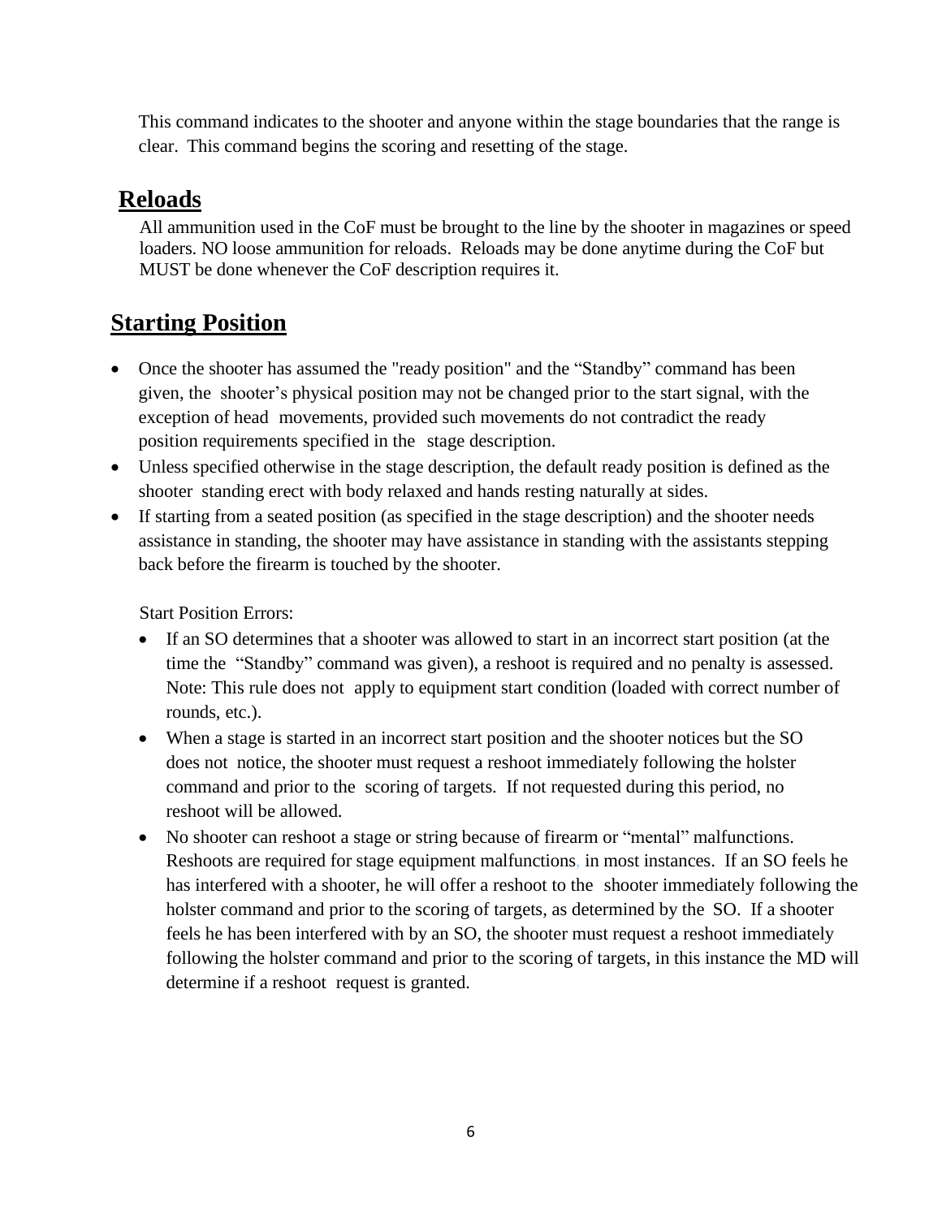This command indicates to the shooter and anyone within the stage boundaries that the range is clear. This command begins the scoring and resetting of the stage.

## Reloads

All ammunition used in the CoF must be brought to the line by the shooter in magazines or speed loaders. NO loose ammunition for reloads. Reloads may be done anytime during the CoF but MUST be done whenever the CoF description requires it.

## Starting Position

- Once the shooter has assumed the "ready position" and the "Standby" command has been given, the shooter's physical position may not be changed prior to the start signal, with the exception of head movements, provided such movements do not contradict the ready position requirements specified in the stage description.
- Unless specified otherwise in the stage description, the default ready position is defined as the shooter standing erect with body relaxed and hands resting naturally at sides.
- If starting from a seated position (as specified in the stage description) and the shooter needs assistance in standing, the shooter may have assistance in standing with the assistants stepping back before the firearm is touched by the shooter.

Start Position Errors:

- If an SO determines that a shooter was allowed to start in an incorrect start position (at the time the "Standby" command was given), a reshoot is required and no penalty is assessed. Note: This rule does not apply to equipment start condition (loaded with correct number of rounds, etc.).
- When a stage is started in an incorrect start position and the shooter notices but the SO does not notice, the shooter must request a reshoot immediately following the holster command and prior to the scoring of targets. If not requested during this period, no reshoot will be allowed.
- No shooter can reshoot a stage or string because of firearm or "mental" malfunctions. Reshoots are required for stage equipment malfunctions, in most instances. If an SO feels he has interfered with a shooter, he will offer a reshoot to the shooter immediately following the holster command and prior to the scoring of targets, as determined by the SO. If a shooter feels he has been interfered with by an SO, the shooter must request a reshoot immediately following the holster command and prior to the scoring of targets, in this instance the MD will determine if a reshoot request is granted.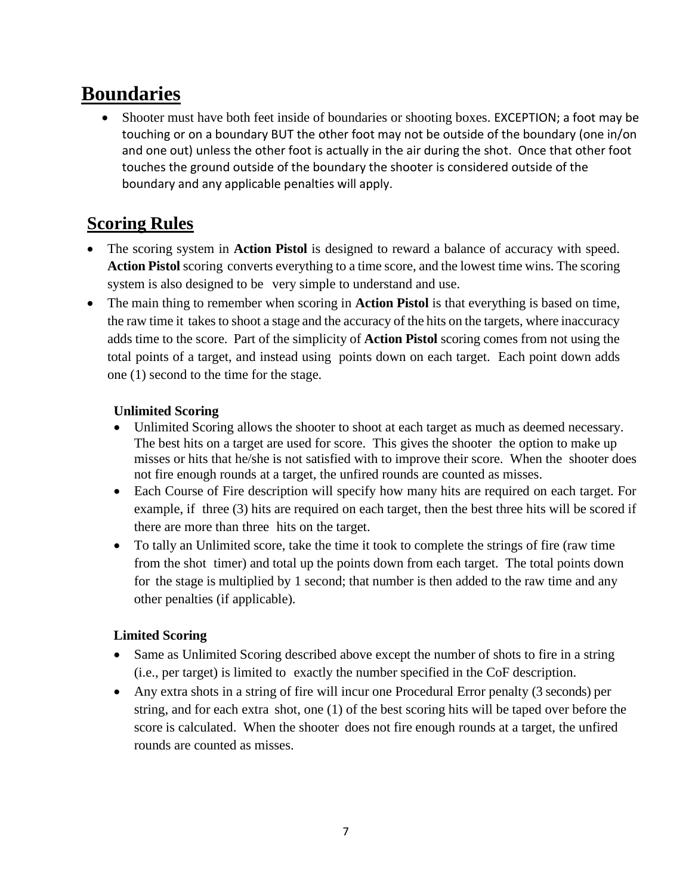## Boundaries

- Shooter must have both feet inside of boundaries or shooting boxes. EXCEPTION; a foot may be touching or on a boundary BUT the other foot may not be outside of the boundary (one in/on and one out) unless the other foot is actually in the air during the shot. Once that other foot touches the ground outside of the boundary the shooter is considered outside of the boundary and any applicable penalties will apply.

## Scoring Rules

- The scoring system in **Action Pistol** is designed to reward a balance of accuracy with speed. **Action Pistol** scoring converts everything to a time score, and the lowest time wins. The scoring system is also designed to be very simple to understand and use.
- The main thing to remember when scoring in **Action Pistol** is that everything is based on time, the raw time it takes to shoot a stage and the accuracy of the hits on the targets, where inaccuracy adds time to the score. Part of the simplicity of **Action Pistol** scoring comes from not using the total points of a target, and instead using points down on each target. Each point down adds one (1) second to the time for the stage.

### Unlimited Scoring

- Unlimited Scoring allows the shooter to shoot at each target as much as deemed necessary. The best hits on a target are used for score. This gives the shooter the option to make up misses or hits that he/she is not satisfied with to improve their score. When the shooter does not fire enough rounds at a target, the unfired rounds are counted as misses.
- Each Course of Fire description will specify how many hits are required on each target. For example, if three (3) hits are required on each target, then the best three hits will be scored if there are more than three hits on the target.
- To tally an Unlimited score, take the time it took to complete the strings of fire (raw time from the shot timer) and total up the points down from each target. The total points down for the stage is multiplied by 1 second; that number is then added to the raw time and any other penalties (if applicable).

### Limited Scoring

- Same as Unlimited Scoring described above except the number of shots to fire in a string (i.e., per target) is limited to exactly the number specified in the CoF description.
- Any extra shots in a string of fire will incur one Procedural Error penalty (3 seconds) per string, and for each extra shot, one (1) of the best scoring hits will be taped over before the score is calculated. When the shooter does not fire enough rounds at a target, the unfired rounds are counted as misses.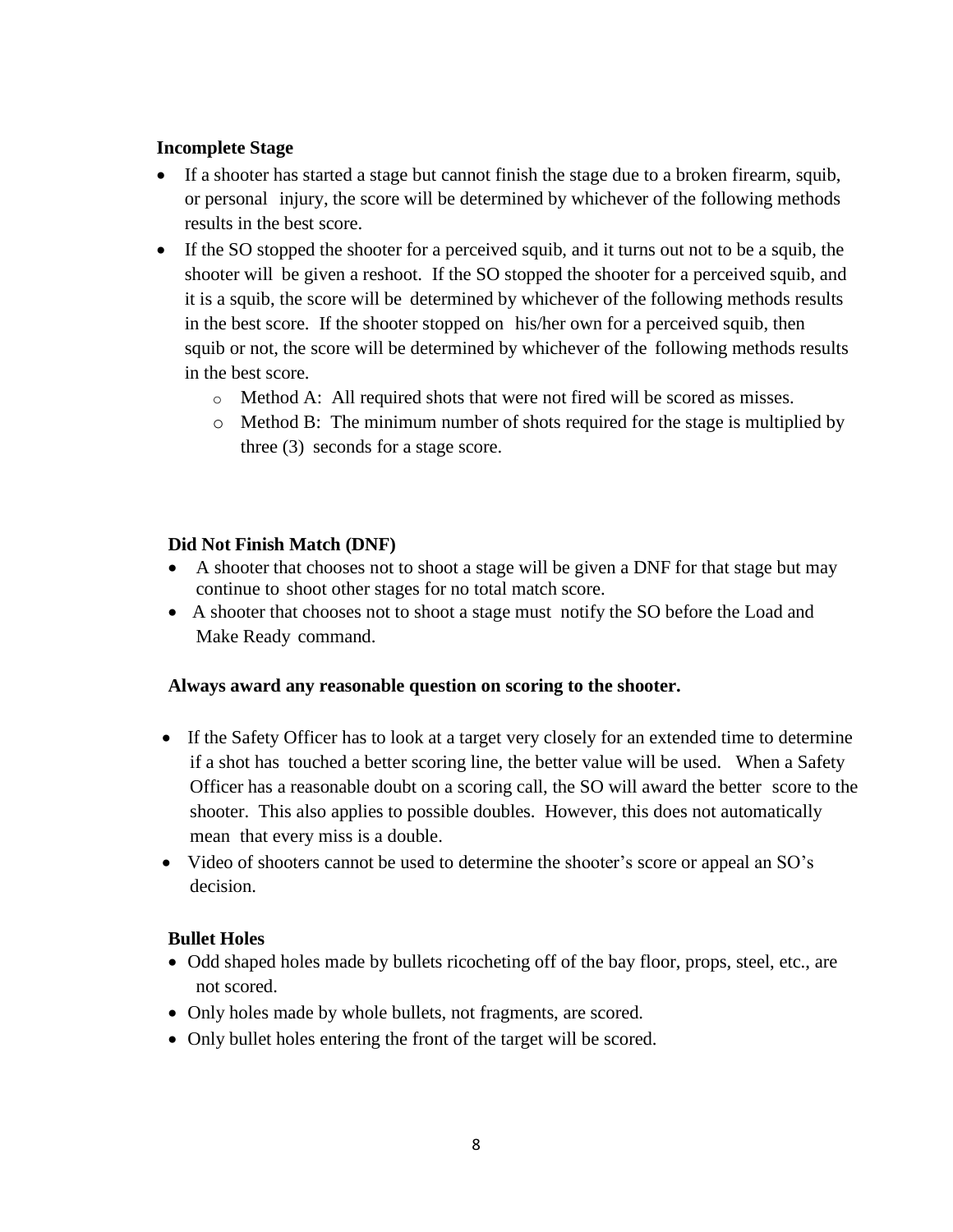**Incomplete Stage**

- If a shooter has started a stage but cannot finish the stage due to a broken firearm, squib, or personal injury, the score will be determined by whichever of the following methods results in the best score.
- If the SO stopped the shooter for a perceived squib, and it turns out not to be a squib, the shooter will be given a reshoot. If the SO stopped the shooter for a perceived squib, and it is a squib, the score will be determined by whichever of the following methods results in the best score. If the shooter stopped on his/her own for a perceived squib, then squib or not, the score will be determined by whichever of the following methods results in the best score.
    - Method A: All required shots that were not fired will be scored as misses.
    - Method B: The minimum number of shots required for the stage is multiplied by three (3) seconds for a stage score.

**Did Not Finish Match (DNF)**

- A shooter that chooses not to shoot a stage will be given a DNF for that stage but may continue to shoot other stages for no total match score.
- A shooter that chooses not to shoot a stage must notify the SO before the Load and Make Ready command.

**Always award any reasonable question on scoring to the shooter.**

- If the Safety Officer has to look at a target very closely for an extended time to determine if a shot has touched a better scoring line, the better value will be used. When a Safety Officer has a reasonable doubt on a scoring call, the SO will award the better score to the shooter. This also applies to possible doubles. However, this does not automatically mean that every miss is a double.
- Video of shooters cannot be used to determine the shooter's score or appeal an SO's decision.

**Bullet Holes**

- Odd shaped holes made by bullets ricocheting off of the bay floor, props, steel, etc., are not scored.
- Only holes made by whole bullets, not fragments, are scored.
- Only bullet holes entering the front of the target will be scored.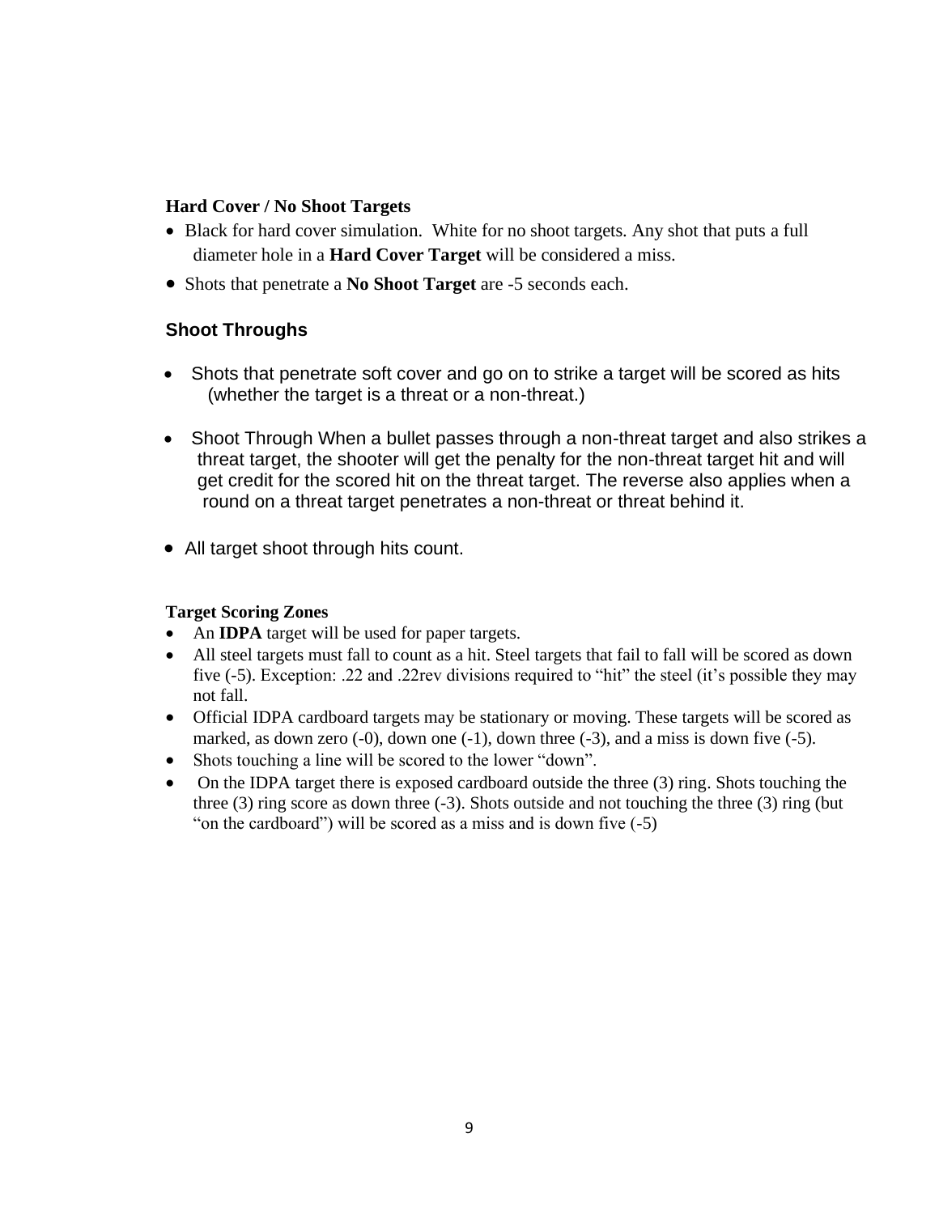### Hard Cover / No Shoot Targets

- Black for hard cover simulation. White for no shoot targets. Any shot that puts a full diameter hole in a **Hard Cover Target** will be considered a miss.
- Shots that penetrate a **No Shoot Target** are -5 seconds each.

### Shoot Throughs

- Shots that penetrate soft cover and go on to strike a target will be scored as hits (whether the target is a threat or a non-threat.)
- Shoot Through When a bullet passes through a non-threat target and also strikes a threat target, the shooter will get the penalty for the non-threat target hit and will get credit for the scored hit on the threat target. The reverse also applies when a round on a threat target penetrates a non-threat or threat behind it.
- All target shoot through hits count.

### Target Scoring Zones

- An **IDPA** target will be used for paper targets.
- All steel targets must fall to count as a hit. Steel targets that fail to fall will be scored as down five (-5). Exception: .22 and .22rev divisions required to "hit" the steel (it's possible they may not fall.
- Official IDPA cardboard targets may be stationary or moving. These targets will be scored as marked, as down zero (-0), down one (-1), down three (-3), and a miss is down five (-5).
- Shots touching a line will be scored to the lower "down".
- On the IDPA target there is exposed cardboard outside the three (3) ring. Shots touching the three (3) ring score as down three (-3). Shots outside and not touching the three (3) ring (but "on the cardboard") will be scored as a miss and is down five (-5)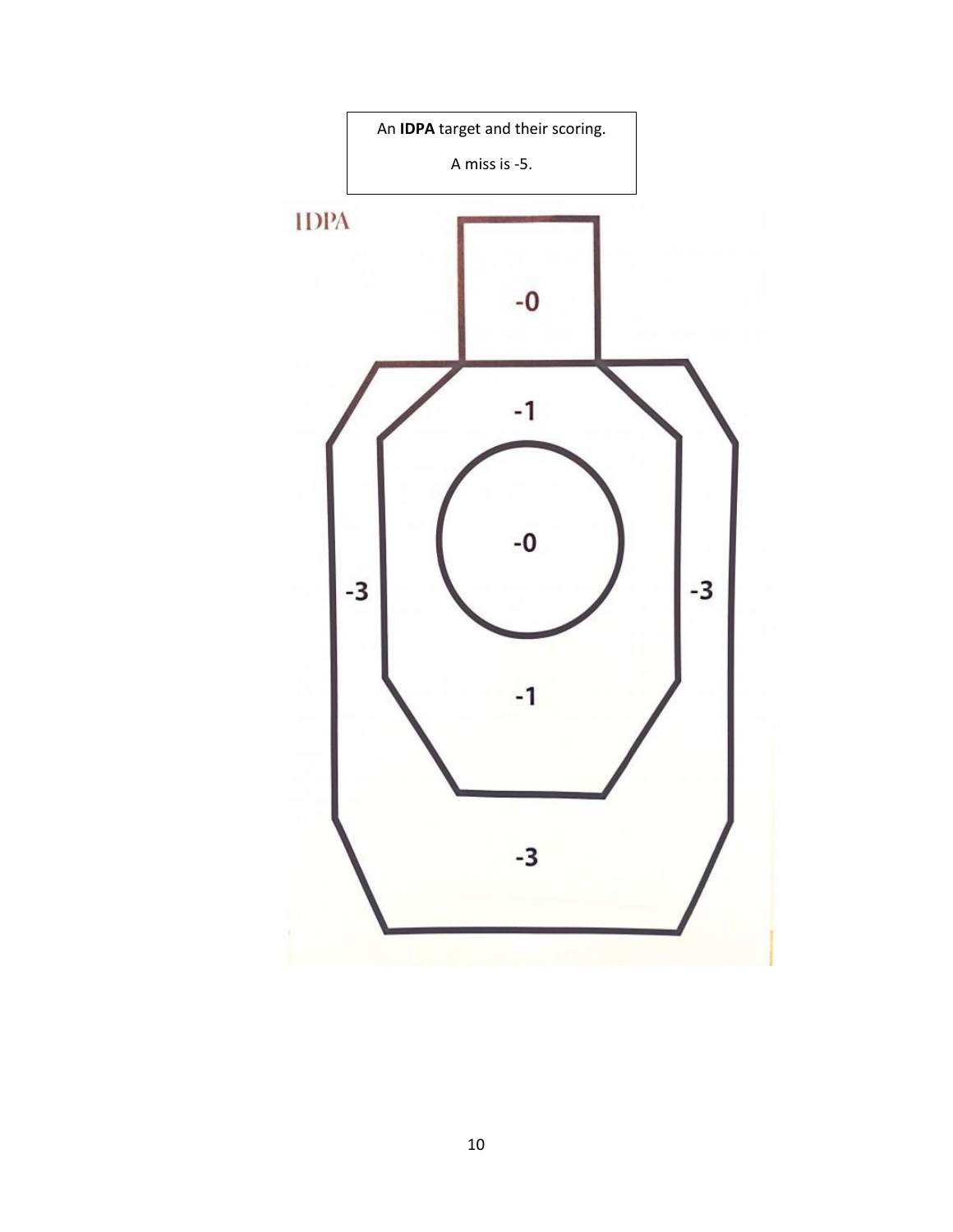An **IDPA** target and their scoring.

A miss is -5.

IDPA

-0

-1

-0

-3

-3

-1

-3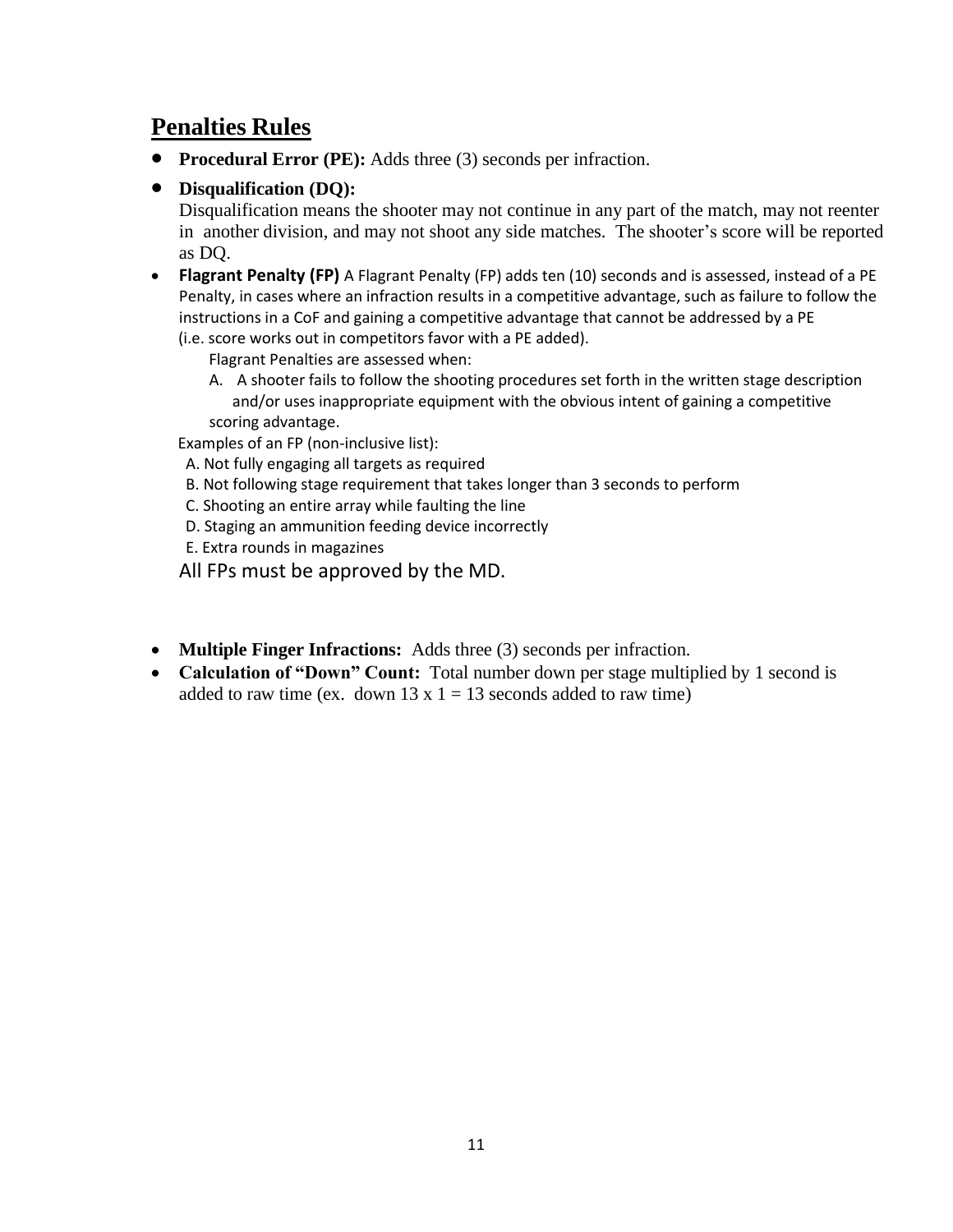## Penalties Rules

- **Procedural Error (PE):** Adds three (3) seconds per infraction.
- **Disqualification (DQ):**
  Disqualification means the shooter may not continue in any part of the match, may not reenter in another division, and may not shoot any side matches. The shooter's score will be reported as DQ.
- **Flagrant Penalty (FP)** A Flagrant Penalty (FP) adds ten (10) seconds and is assessed, instead of a PE Penalty, in cases where an infraction results in a competitive advantage, such as failure to follow the instructions in a CoF and gaining a competitive advantage that cannot be addressed by a PE (i.e. score works out in competitors favor with a PE added).

  Flagrant Penalties are assessed when:

  A. A shooter fails to follow the shooting procedures set forth in the written stage description and/or uses inappropriate equipment with the obvious intent of gaining a competitive scoring advantage.

  Examples of an FP (non-inclusive list):

  A. Not fully engaging all targets as required
  B. Not following stage requirement that takes longer than 3 seconds to perform
  C. Shooting an entire array while faulting the line
  D. Staging an ammunition feeding device incorrectly
  E. Extra rounds in magazines

  All FPs must be approved by the MD.

- **Multiple Finger Infractions:** Adds three (3) seconds per infraction.
- **Calculation of "Down" Count:** Total number down per stage multiplied by 1 second is added to raw time (ex. down 13 x 1 = 13 seconds added to raw time)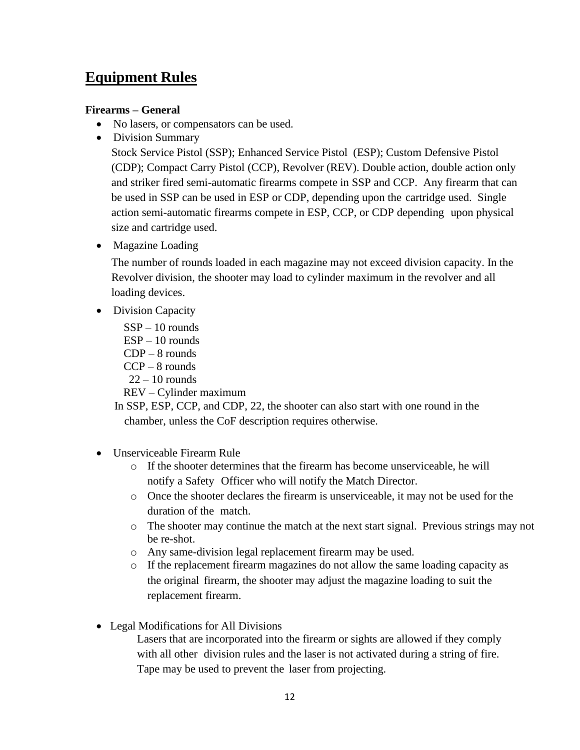## Equipment Rules

**Firearms – General**

- No lasers, or compensators can be used.
- Division Summary

  Stock Service Pistol (SSP); Enhanced Service Pistol (ESP); Custom Defensive Pistol (CDP); Compact Carry Pistol (CCP), Revolver (REV). Double action, double action only and striker fired semi-automatic firearms compete in SSP and CCP. Any firearm that can be used in SSP can be used in ESP or CDP, depending upon the cartridge used. Single action semi-automatic firearms compete in ESP, CCP, or CDP depending upon physical size and cartridge used.

- Magazine Loading

  The number of rounds loaded in each magazine may not exceed division capacity. In the Revolver division, the shooter may load to cylinder maximum in the revolver and all loading devices.

- Division Capacity

  SSP – 10 rounds
  ESP – 10 rounds
  CDP – 8 rounds
  CCP – 8 rounds
  22 – 10 rounds
  REV – Cylinder maximum

  In SSP, ESP, CCP, and CDP, 22, the shooter can also start with one round in the chamber, unless the CoF description requires otherwise.

- Unserviceable Firearm Rule
  - If the shooter determines that the firearm has become unserviceable, he will notify a Safety Officer who will notify the Match Director.
  - Once the shooter declares the firearm is unserviceable, it may not be used for the duration of the match.
  - The shooter may continue the match at the next start signal. Previous strings may not be re-shot.
  - Any same-division legal replacement firearm may be used.
  - If the replacement firearm magazines do not allow the same loading capacity as the original firearm, the shooter may adjust the magazine loading to suit the replacement firearm.

- Legal Modifications for All Divisions

  Lasers that are incorporated into the firearm or sights are allowed if they comply with all other division rules and the laser is not activated during a string of fire. Tape may be used to prevent the laser from projecting.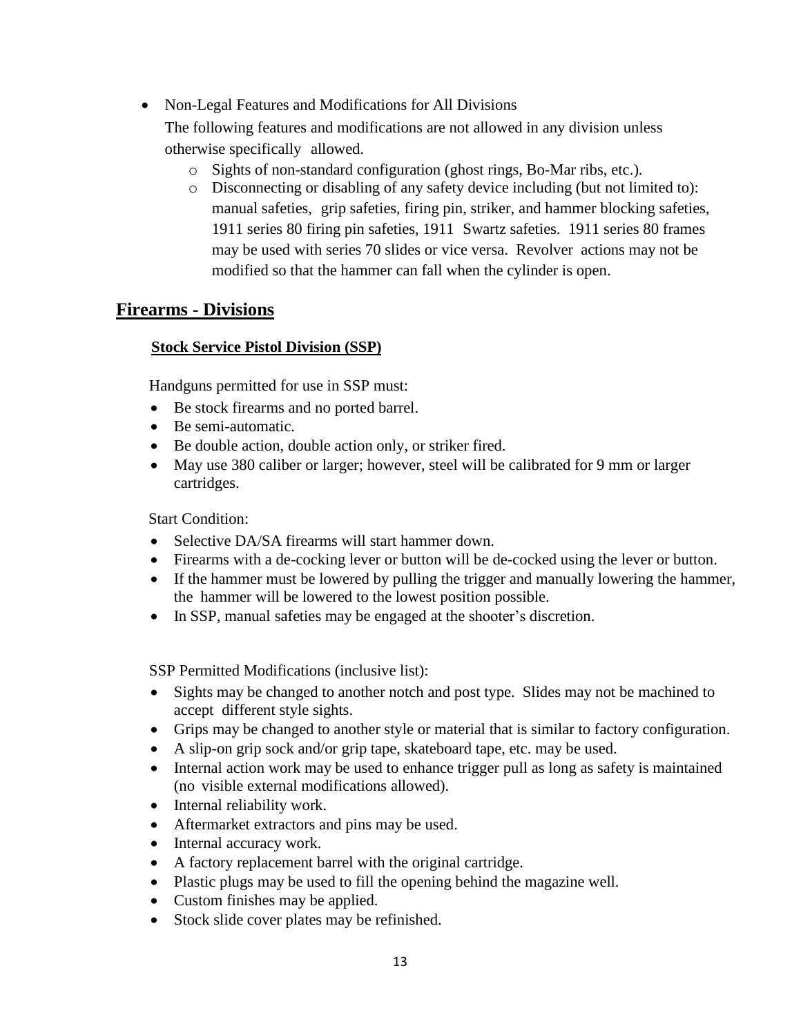- Non-Legal Features and Modifications for All Divisions

  The following features and modifications are not allowed in any division unless otherwise specifically allowed.

  - Sights of non-standard configuration (ghost rings, Bo-Mar ribs, etc.).
  - Disconnecting or disabling of any safety device including (but not limited to): manual safeties, grip safeties, firing pin, striker, and hammer blocking safeties, 1911 series 80 firing pin safeties, 1911 Swartz safeties. 1911 series 80 frames may be used with series 70 slides or vice versa. Revolver actions may not be modified so that the hammer can fall when the cylinder is open.

## Firearms - Divisions

### Stock Service Pistol Division (SSP)

Handguns permitted for use in SSP must:

- Be stock firearms and no ported barrel.
- Be semi-automatic.
- Be double action, double action only, or striker fired.
- May use 380 caliber or larger; however, steel will be calibrated for 9 mm or larger cartridges.

Start Condition:

- Selective DA/SA firearms will start hammer down.
- Firearms with a de-cocking lever or button will be de-cocked using the lever or button.
- If the hammer must be lowered by pulling the trigger and manually lowering the hammer, the hammer will be lowered to the lowest position possible.
- In SSP, manual safeties may be engaged at the shooter's discretion.

SSP Permitted Modifications (inclusive list):

- Sights may be changed to another notch and post type. Slides may not be machined to accept different style sights.
- Grips may be changed to another style or material that is similar to factory configuration.
- A slip-on grip sock and/or grip tape, skateboard tape, etc. may be used.
- Internal action work may be used to enhance trigger pull as long as safety is maintained (no visible external modifications allowed).
- Internal reliability work.
- Aftermarket extractors and pins may be used.
- Internal accuracy work.
- A factory replacement barrel with the original cartridge.
- Plastic plugs may be used to fill the opening behind the magazine well.
- Custom finishes may be applied.
- Stock slide cover plates may be refinished.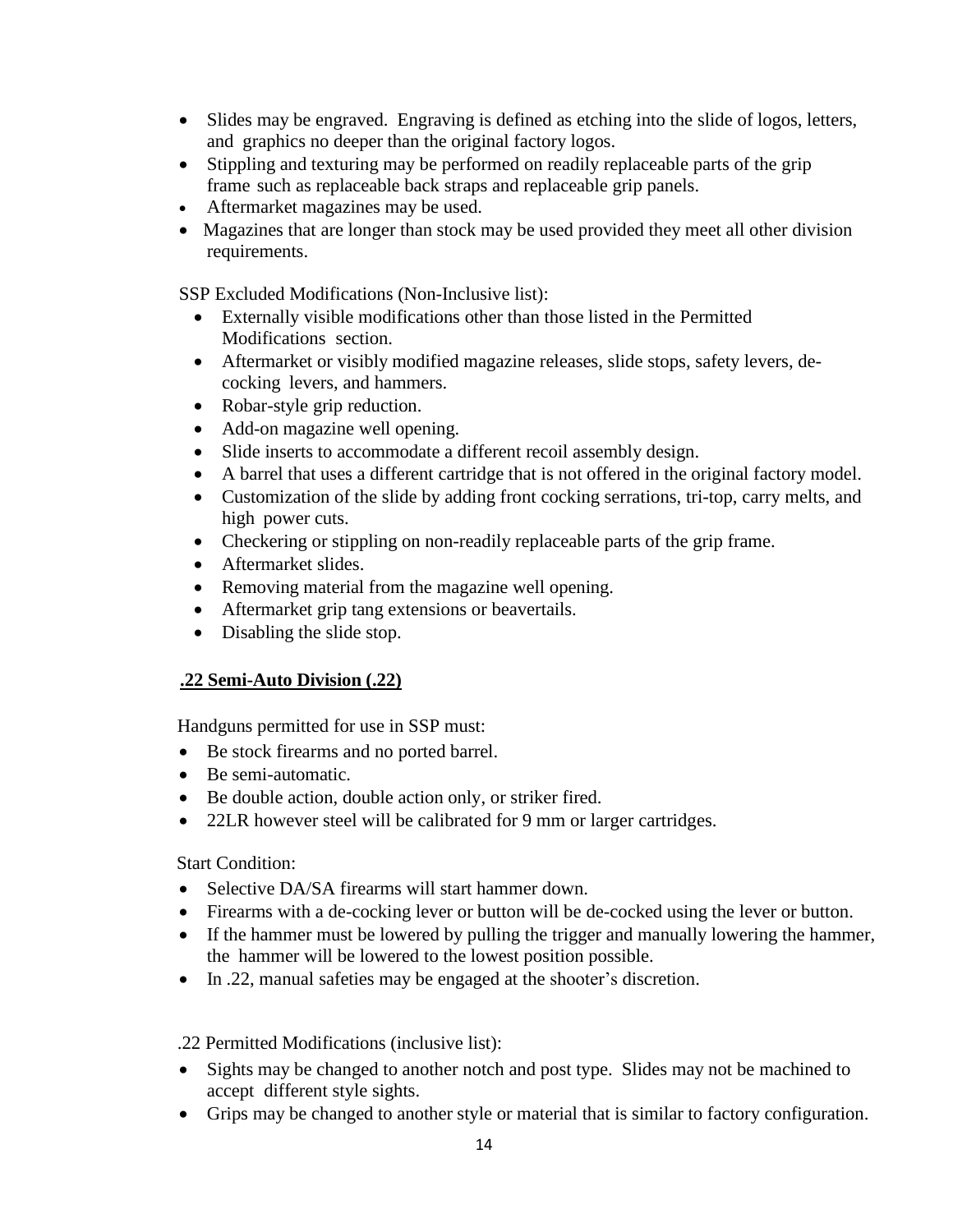- Slides may be engraved. Engraving is defined as etching into the slide of logos, letters, and graphics no deeper than the original factory logos.
- Stippling and texturing may be performed on readily replaceable parts of the grip frame such as replaceable back straps and replaceable grip panels.
- Aftermarket magazines may be used.
- Magazines that are longer than stock may be used provided they meet all other division requirements.

SSP Excluded Modifications (Non-Inclusive list):

- Externally visible modifications other than those listed in the Permitted Modifications section.
- Aftermarket or visibly modified magazine releases, slide stops, safety levers, de-cocking levers, and hammers.
- Robar-style grip reduction.
- Add-on magazine well opening.
- Slide inserts to accommodate a different recoil assembly design.
- A barrel that uses a different cartridge that is not offered in the original factory model.
- Customization of the slide by adding front cocking serrations, tri-top, carry melts, and high power cuts.
- Checkering or stippling on non-readily replaceable parts of the grip frame.
- Aftermarket slides.
- Removing material from the magazine well opening.
- Aftermarket grip tang extensions or beavertails.
- Disabling the slide stop.

**.22 Semi-Auto Division (.22)**

Handguns permitted for use in SSP must:

- Be stock firearms and no ported barrel.
- Be semi-automatic.
- Be double action, double action only, or striker fired.
- 22LR however steel will be calibrated for 9 mm or larger cartridges.

Start Condition:

- Selective DA/SA firearms will start hammer down.
- Firearms with a de-cocking lever or button will be de-cocked using the lever or button.
- If the hammer must be lowered by pulling the trigger and manually lowering the hammer, the hammer will be lowered to the lowest position possible.
- In .22, manual safeties may be engaged at the shooter's discretion.

.22 Permitted Modifications (inclusive list):

- Sights may be changed to another notch and post type. Slides may not be machined to accept different style sights.
- Grips may be changed to another style or material that is similar to factory configuration.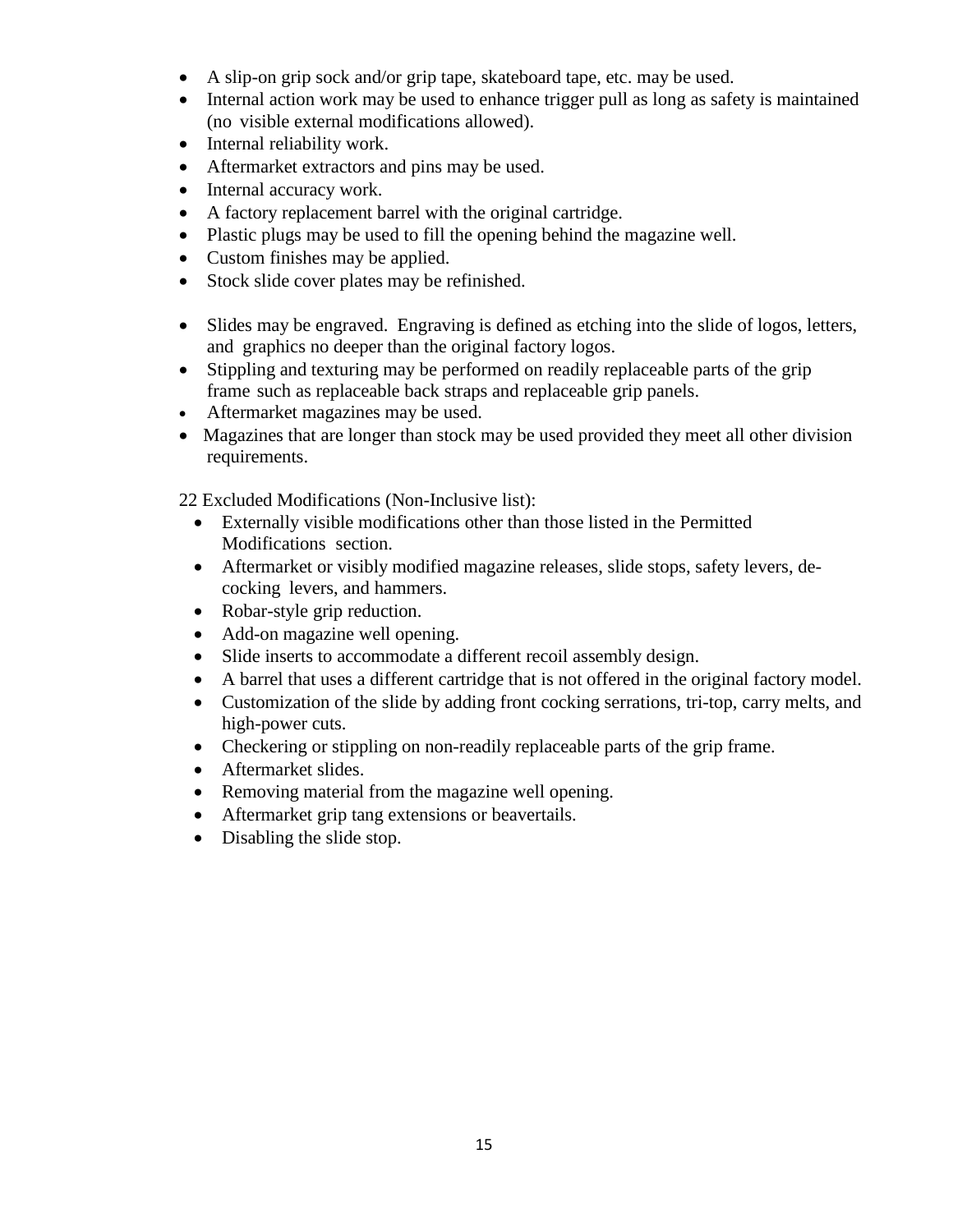- A slip-on grip sock and/or grip tape, skateboard tape, etc. may be used.
- Internal action work may be used to enhance trigger pull as long as safety is maintained (no visible external modifications allowed).
- Internal reliability work.
- Aftermarket extractors and pins may be used.
- Internal accuracy work.
- A factory replacement barrel with the original cartridge.
- Plastic plugs may be used to fill the opening behind the magazine well.
- Custom finishes may be applied.
- Stock slide cover plates may be refinished.
- Slides may be engraved. Engraving is defined as etching into the slide of logos, letters, and graphics no deeper than the original factory logos.
- Stippling and texturing may be performed on readily replaceable parts of the grip frame such as replaceable back straps and replaceable grip panels.
- Aftermarket magazines may be used.
- Magazines that are longer than stock may be used provided they meet all other division requirements.

22 Excluded Modifications (Non-Inclusive list):

- Externally visible modifications other than those listed in the Permitted Modifications section.
- Aftermarket or visibly modified magazine releases, slide stops, safety levers, de-cocking levers, and hammers.
- Robar-style grip reduction.
- Add-on magazine well opening.
- Slide inserts to accommodate a different recoil assembly design.
- A barrel that uses a different cartridge that is not offered in the original factory model.
- Customization of the slide by adding front cocking serrations, tri-top, carry melts, and high-power cuts.
- Checkering or stippling on non-readily replaceable parts of the grip frame.
- Aftermarket slides.
- Removing material from the magazine well opening.
- Aftermarket grip tang extensions or beavertails.
- Disabling the slide stop.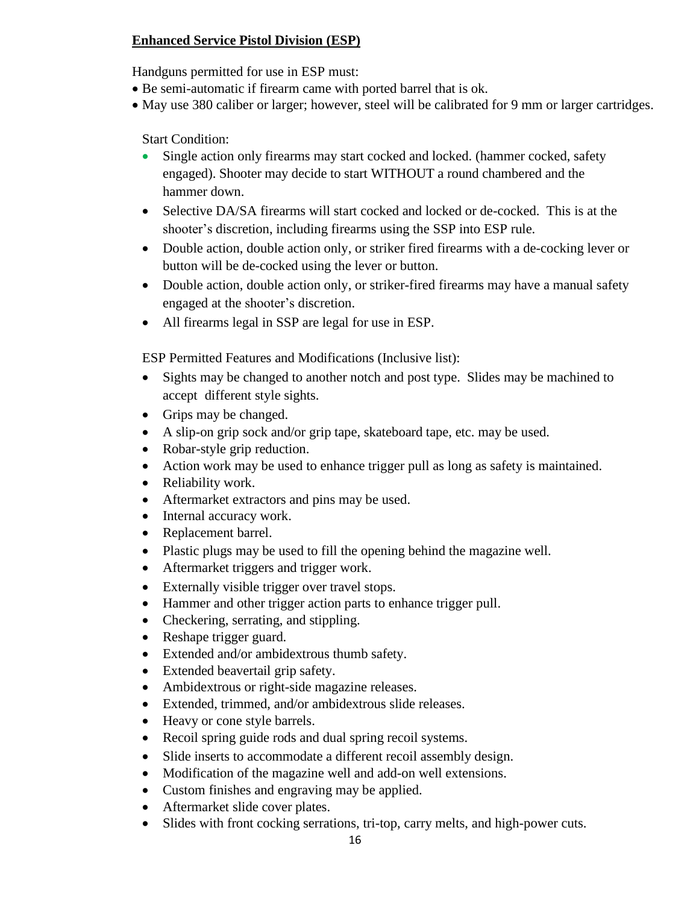**Enhanced Service Pistol Division (ESP)**

Handguns permitted for use in ESP must:

- Be semi-automatic if firearm came with ported barrel that is ok.
- May use 380 caliber or larger; however, steel will be calibrated for 9 mm or larger cartridges.

Start Condition:

- Single action only firearms may start cocked and locked. (hammer cocked, safety engaged). Shooter may decide to start WITHOUT a round chambered and the hammer down.
- Selective DA/SA firearms will start cocked and locked or de-cocked. This is at the shooter's discretion, including firearms using the SSP into ESP rule.
- Double action, double action only, or striker fired firearms with a de-cocking lever or button will be de-cocked using the lever or button.
- Double action, double action only, or striker-fired firearms may have a manual safety engaged at the shooter's discretion.
- All firearms legal in SSP are legal for use in ESP.

ESP Permitted Features and Modifications (Inclusive list):

- Sights may be changed to another notch and post type. Slides may be machined to accept different style sights.
- Grips may be changed.
- A slip-on grip sock and/or grip tape, skateboard tape, etc. may be used.
- Robar-style grip reduction.
- Action work may be used to enhance trigger pull as long as safety is maintained.
- Reliability work.
- Aftermarket extractors and pins may be used.
- Internal accuracy work.
- Replacement barrel.
- Plastic plugs may be used to fill the opening behind the magazine well.
- Aftermarket triggers and trigger work.
- Externally visible trigger over travel stops.
- Hammer and other trigger action parts to enhance trigger pull.
- Checkering, serrating, and stippling.
- Reshape trigger guard.
- Extended and/or ambidextrous thumb safety.
- Extended beavertail grip safety.
- Ambidextrous or right-side magazine releases.
- Extended, trimmed, and/or ambidextrous slide releases.
- Heavy or cone style barrels.
- Recoil spring guide rods and dual spring recoil systems.
- Slide inserts to accommodate a different recoil assembly design.
- Modification of the magazine well and add-on well extensions.
- Custom finishes and engraving may be applied.
- Aftermarket slide cover plates.
- Slides with front cocking serrations, tri-top, carry melts, and high-power cuts.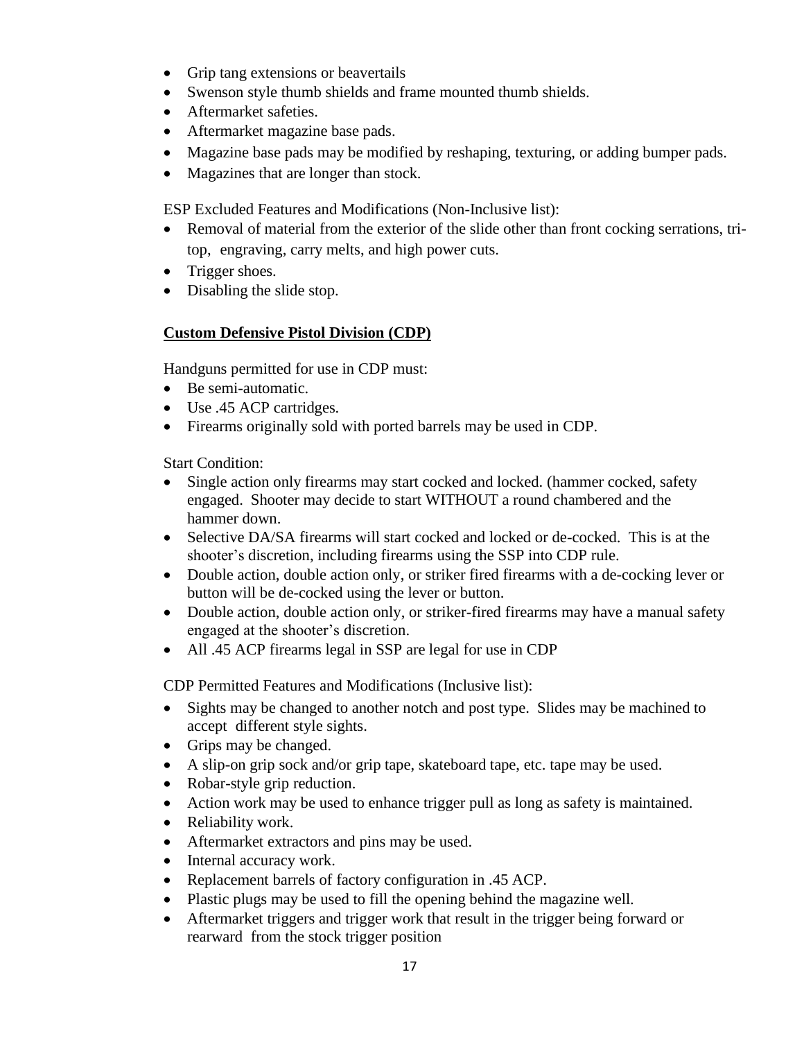- Grip tang extensions or beavertails
- Swenson style thumb shields and frame mounted thumb shields.
- Aftermarket safeties.
- Aftermarket magazine base pads.
- Magazine base pads may be modified by reshaping, texturing, or adding bumper pads.
- Magazines that are longer than stock.

ESP Excluded Features and Modifications (Non-Inclusive list):

- Removal of material from the exterior of the slide other than front cocking serrations, tri-top, engraving, carry melts, and high power cuts.
- Trigger shoes.
- Disabling the slide stop.

## Custom Defensive Pistol Division (CDP)

Handguns permitted for use in CDP must:

- Be semi-automatic.
- Use .45 ACP cartridges.
- Firearms originally sold with ported barrels may be used in CDP.

Start Condition:

- Single action only firearms may start cocked and locked. (hammer cocked, safety engaged. Shooter may decide to start WITHOUT a round chambered and the hammer down.
- Selective DA/SA firearms will start cocked and locked or de-cocked. This is at the shooter's discretion, including firearms using the SSP into CDP rule.
- Double action, double action only, or striker fired firearms with a de-cocking lever or button will be de-cocked using the lever or button.
- Double action, double action only, or striker-fired firearms may have a manual safety engaged at the shooter's discretion.
- All .45 ACP firearms legal in SSP are legal for use in CDP

CDP Permitted Features and Modifications (Inclusive list):

- Sights may be changed to another notch and post type. Slides may be machined to accept different style sights.
- Grips may be changed.
- A slip-on grip sock and/or grip tape, skateboard tape, etc. tape may be used.
- Robar-style grip reduction.
- Action work may be used to enhance trigger pull as long as safety is maintained.
- Reliability work.
- Aftermarket extractors and pins may be used.
- Internal accuracy work.
- Replacement barrels of factory configuration in .45 ACP.
- Plastic plugs may be used to fill the opening behind the magazine well.
- Aftermarket triggers and trigger work that result in the trigger being forward or rearward from the stock trigger position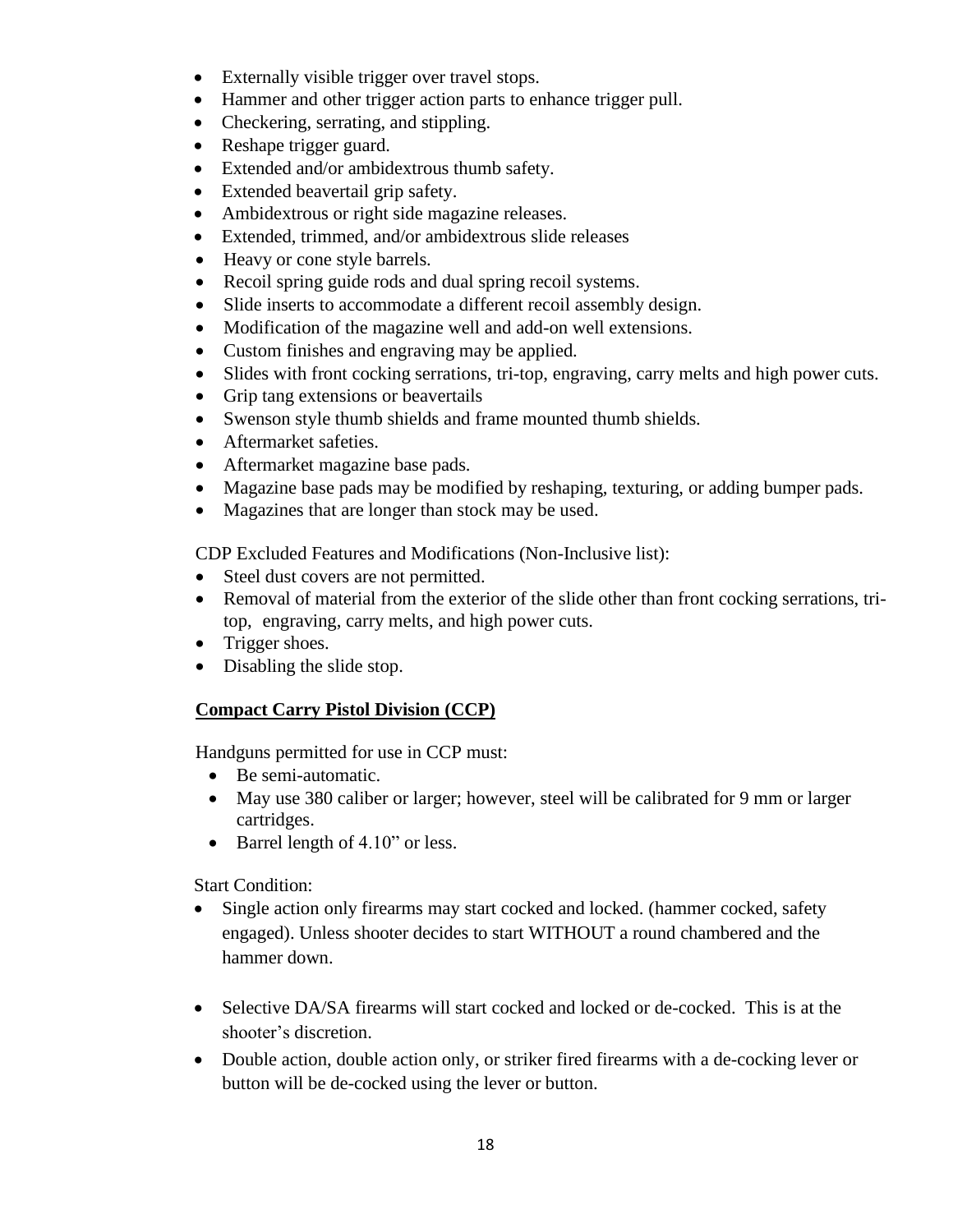- Externally visible trigger over travel stops.
- Hammer and other trigger action parts to enhance trigger pull.
- Checkering, serrating, and stippling.
- Reshape trigger guard.
- Extended and/or ambidextrous thumb safety.
- Extended beavertail grip safety.
- Ambidextrous or right side magazine releases.
- Extended, trimmed, and/or ambidextrous slide releases
- Heavy or cone style barrels.
- Recoil spring guide rods and dual spring recoil systems.
- Slide inserts to accommodate a different recoil assembly design.
- Modification of the magazine well and add-on well extensions.
- Custom finishes and engraving may be applied.
- Slides with front cocking serrations, tri-top, engraving, carry melts and high power cuts.
- Grip tang extensions or beavertails
- Swenson style thumb shields and frame mounted thumb shields.
- Aftermarket safeties.
- Aftermarket magazine base pads.
- Magazine base pads may be modified by reshaping, texturing, or adding bumper pads.
- Magazines that are longer than stock may be used.

CDP Excluded Features and Modifications (Non-Inclusive list):

- Steel dust covers are not permitted.
- Removal of material from the exterior of the slide other than front cocking serrations, tri-top, engraving, carry melts, and high power cuts.
- Trigger shoes.
- Disabling the slide stop.

## Compact Carry Pistol Division (CCP)

Handguns permitted for use in CCP must:

- Be semi-automatic.
- May use 380 caliber or larger; however, steel will be calibrated for 9 mm or larger cartridges.
- Barrel length of 4.10" or less.

Start Condition:

- Single action only firearms may start cocked and locked. (hammer cocked, safety engaged). Unless shooter decides to start WITHOUT a round chambered and the hammer down.
- Selective DA/SA firearms will start cocked and locked or de-cocked. This is at the shooter's discretion.
- Double action, double action only, or striker fired firearms with a de-cocking lever or button will be de-cocked using the lever or button.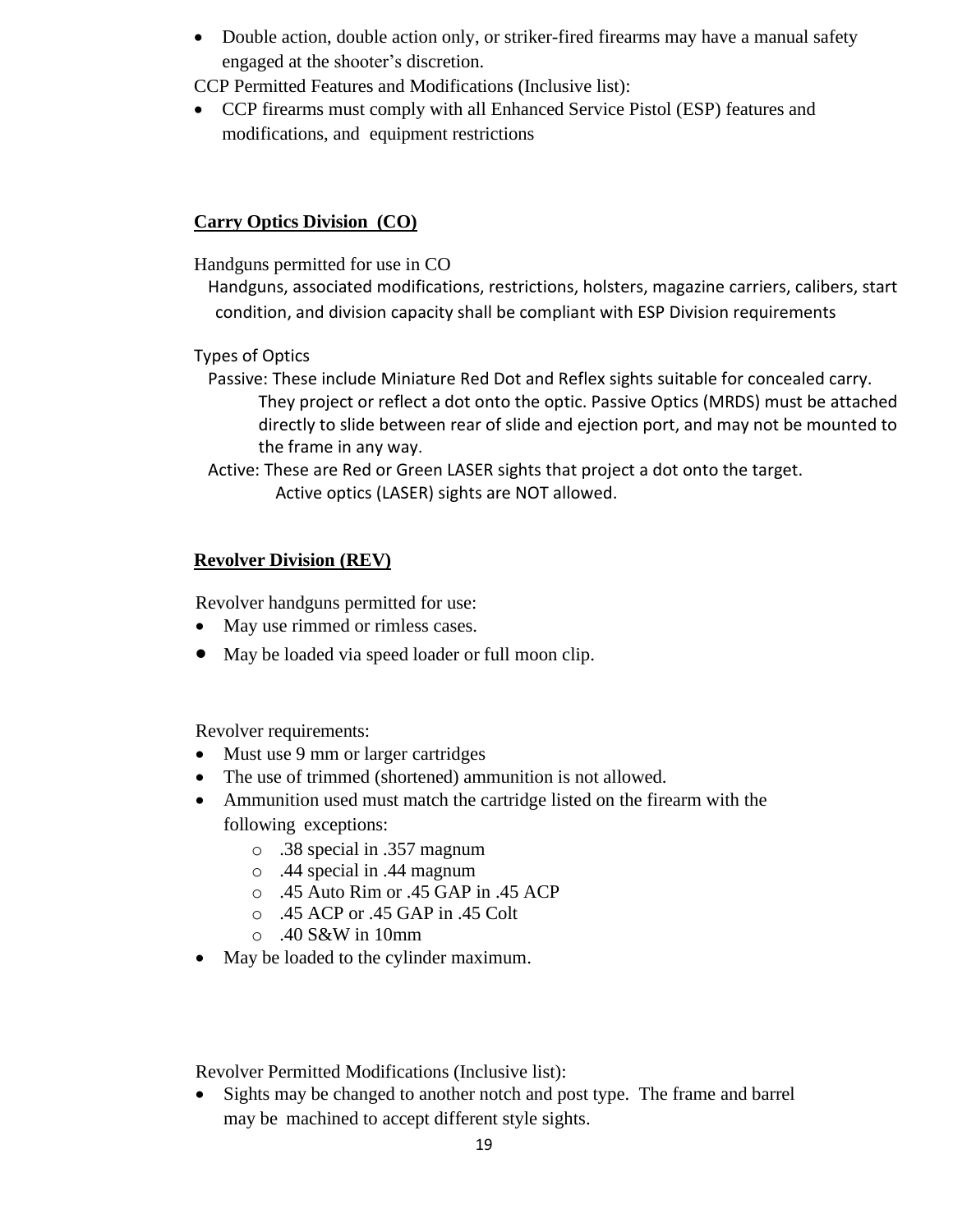- Double action, double action only, or striker-fired firearms may have a manual safety engaged at the shooter's discretion.

CCP Permitted Features and Modifications (Inclusive list):

- CCP firearms must comply with all Enhanced Service Pistol (ESP) features and modifications, and equipment restrictions

## Carry Optics Division (CO)

Handguns permitted for use in CO

Handguns, associated modifications, restrictions, holsters, magazine carriers, calibers, start condition, and division capacity shall be compliant with ESP Division requirements

Types of Optics

Passive: These include Miniature Red Dot and Reflex sights suitable for concealed carry. They project or reflect a dot onto the optic. Passive Optics (MRDS) must be attached directly to slide between rear of slide and ejection port, and may not be mounted to the frame in any way.

Active: These are Red or Green LASER sights that project a dot onto the target. Active optics (LASER) sights are NOT allowed.

## Revolver Division (REV)

Revolver handguns permitted for use:

- May use rimmed or rimless cases.
- May be loaded via speed loader or full moon clip.

Revolver requirements:

- Must use 9 mm or larger cartridges
- The use of trimmed (shortened) ammunition is not allowed.
- Ammunition used must match the cartridge listed on the firearm with the following exceptions:
  - .38 special in .357 magnum
  - .44 special in .44 magnum
  - .45 Auto Rim or .45 GAP in .45 ACP
  - .45 ACP or .45 GAP in .45 Colt
  - .40 S&W in 10mm
- May be loaded to the cylinder maximum.

Revolver Permitted Modifications (Inclusive list):

- Sights may be changed to another notch and post type. The frame and barrel may be machined to accept different style sights.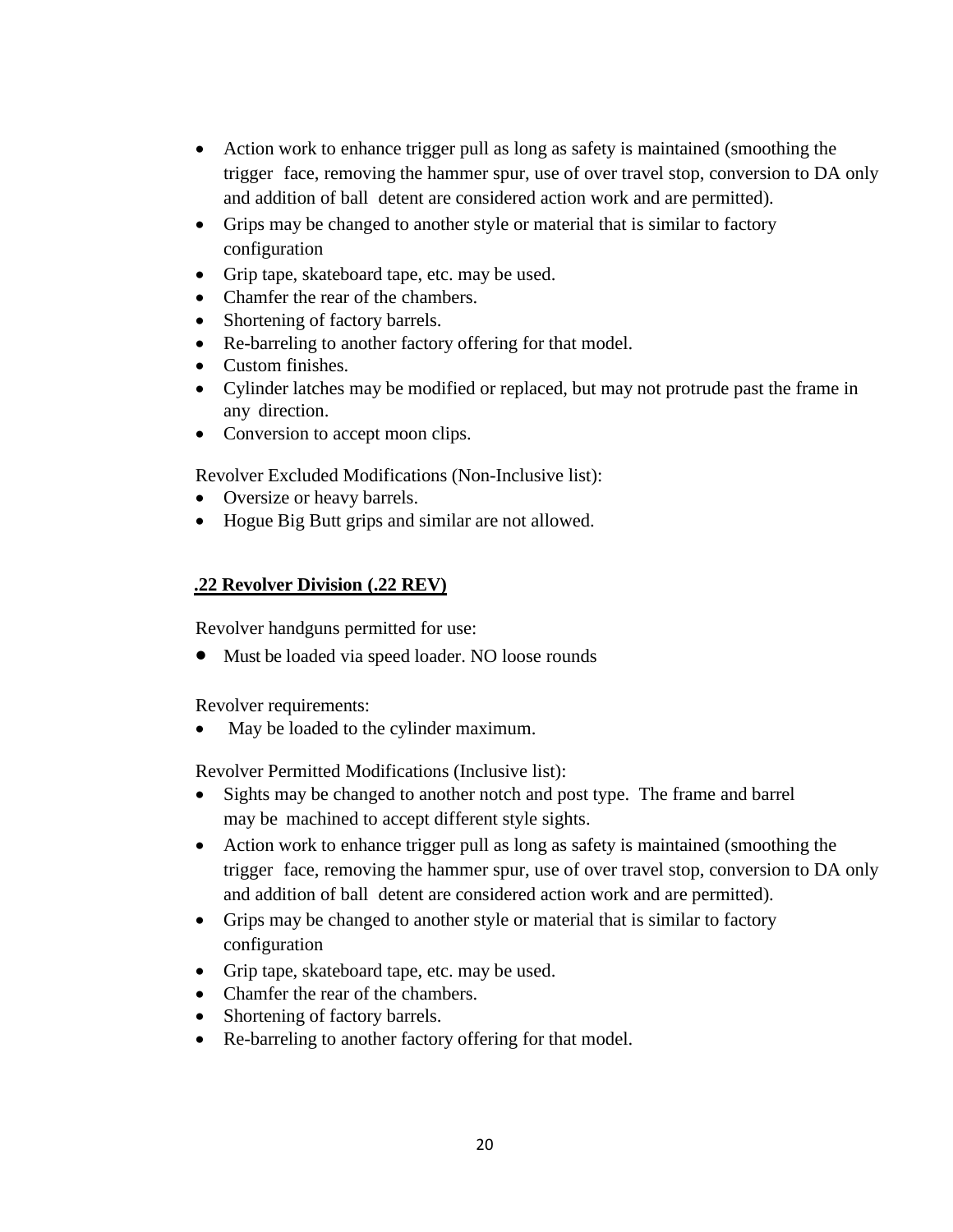- Action work to enhance trigger pull as long as safety is maintained (smoothing the trigger face, removing the hammer spur, use of over travel stop, conversion to DA only and addition of ball detent are considered action work and are permitted).
- Grips may be changed to another style or material that is similar to factory configuration
- Grip tape, skateboard tape, etc. may be used.
- Chamfer the rear of the chambers.
- Shortening of factory barrels.
- Re-barreling to another factory offering for that model.
- Custom finishes.
- Cylinder latches may be modified or replaced, but may not protrude past the frame in any direction.
- Conversion to accept moon clips.

Revolver Excluded Modifications (Non-Inclusive list):

- Oversize or heavy barrels.
- Hogue Big Butt grips and similar are not allowed.

## .22 Revolver Division (.22 REV)

Revolver handguns permitted for use:

- Must be loaded via speed loader. NO loose rounds

Revolver requirements:

- May be loaded to the cylinder maximum.

Revolver Permitted Modifications (Inclusive list):

- Sights may be changed to another notch and post type. The frame and barrel may be machined to accept different style sights.
- Action work to enhance trigger pull as long as safety is maintained (smoothing the trigger face, removing the hammer spur, use of over travel stop, conversion to DA only and addition of ball detent are considered action work and are permitted).
- Grips may be changed to another style or material that is similar to factory configuration
- Grip tape, skateboard tape, etc. may be used.
- Chamfer the rear of the chambers.
- Shortening of factory barrels.
- Re-barreling to another factory offering for that model.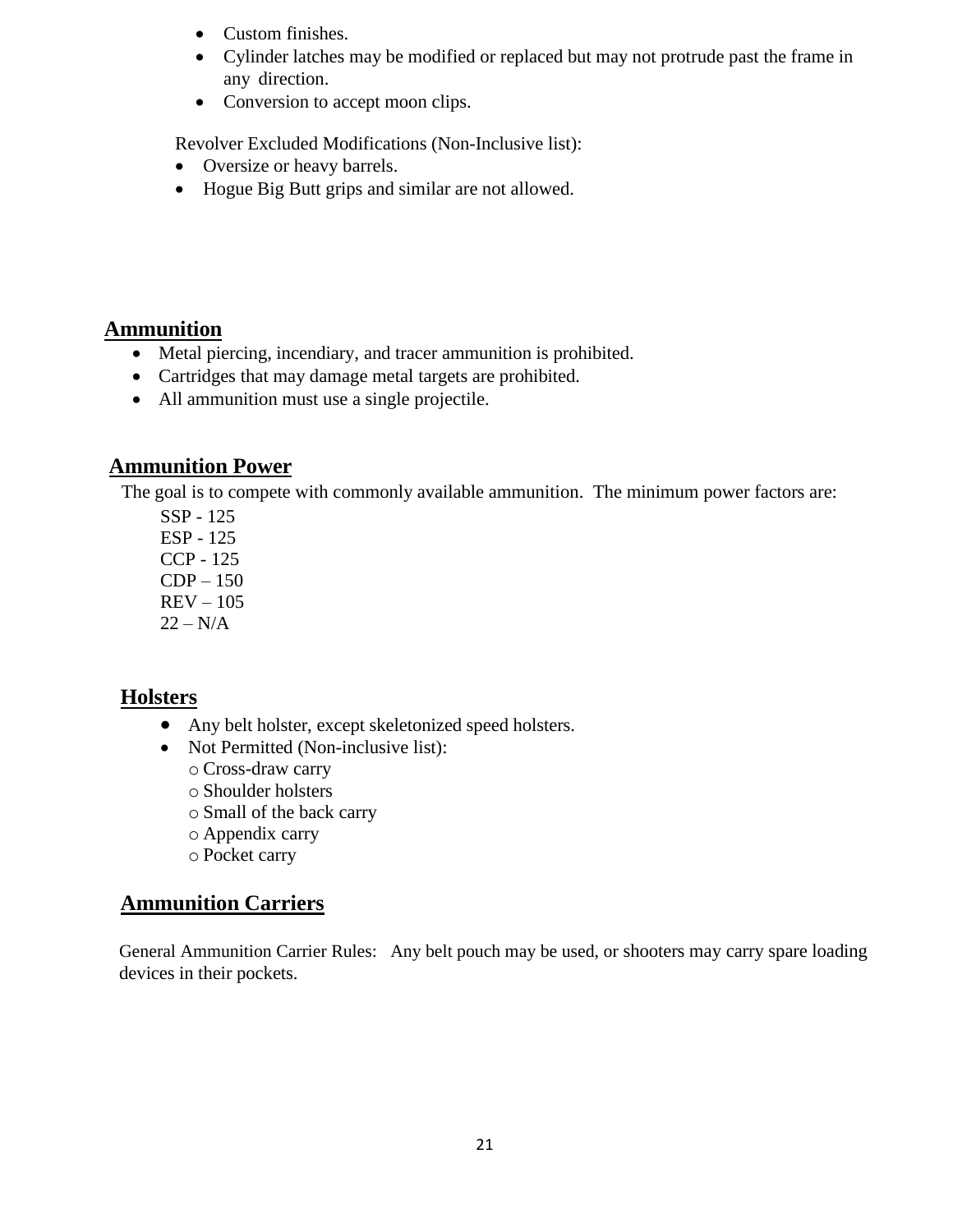- Custom finishes.
- Cylinder latches may be modified or replaced but may not protrude past the frame in any direction.
- Conversion to accept moon clips.

Revolver Excluded Modifications (Non-Inclusive list):

- Oversize or heavy barrels.
- Hogue Big Butt grips and similar are not allowed.

## Ammunition

- Metal piercing, incendiary, and tracer ammunition is prohibited.
- Cartridges that may damage metal targets are prohibited.
- All ammunition must use a single projectile.

## Ammunition Power

The goal is to compete with commonly available ammunition. The minimum power factors are:

SSP - 125
ESP - 125
CCP - 125
CDP – 150
REV – 105
22 – N/A

## Holsters

- Any belt holster, except skeletonized speed holsters.
- Not Permitted (Non-inclusive list):
  - Cross-draw carry
  - Shoulder holsters
  - Small of the back carry
  - Appendix carry
  - Pocket carry

## Ammunition Carriers

General Ammunition Carrier Rules: Any belt pouch may be used, or shooters may carry spare loading devices in their pockets.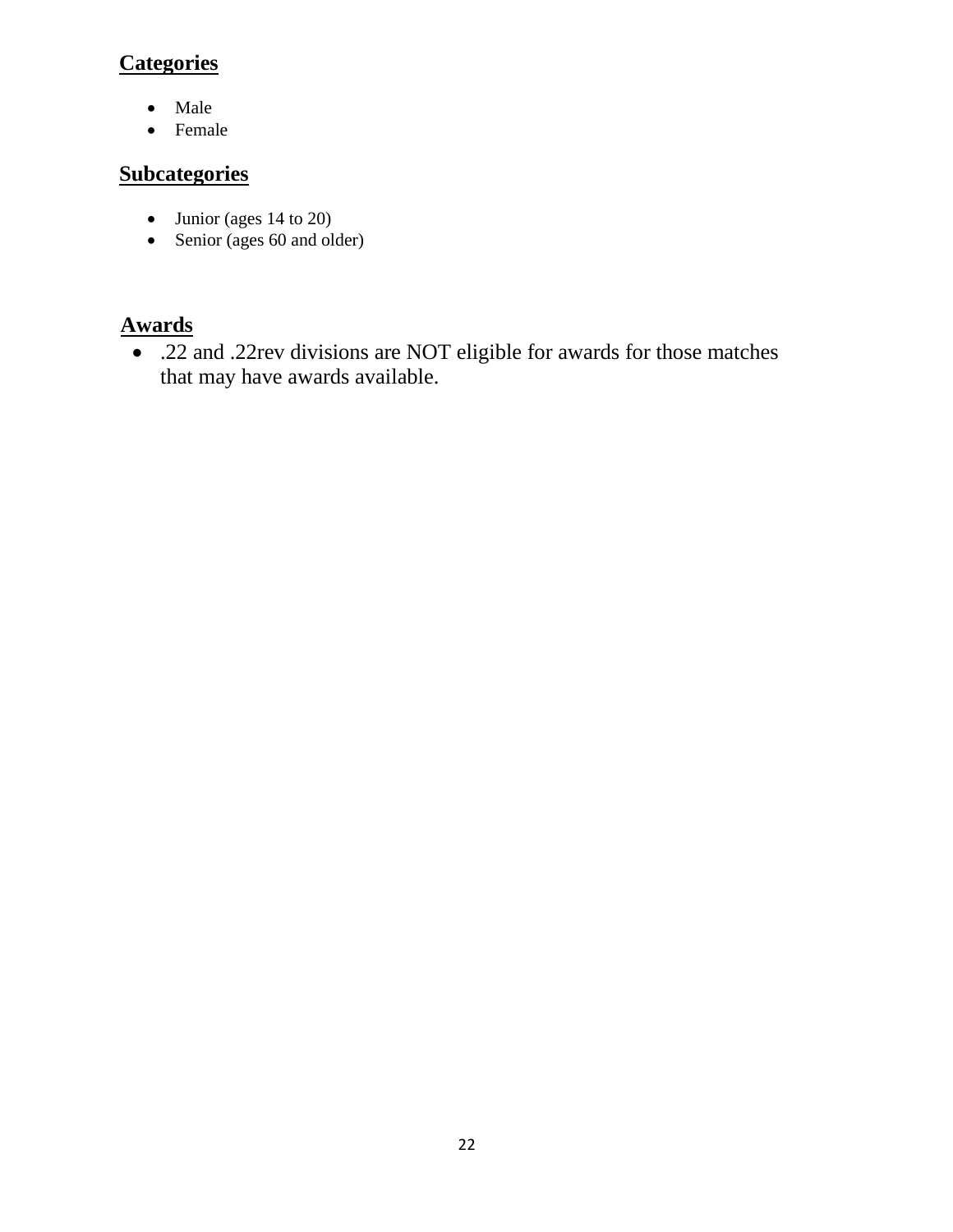## Categories

- Male
- Female

## Subcategories

- Junior (ages 14 to 20)
- Senior (ages 60 and older)

## Awards

- .22 and .22rev divisions are NOT eligible for awards for those matches that may have awards available.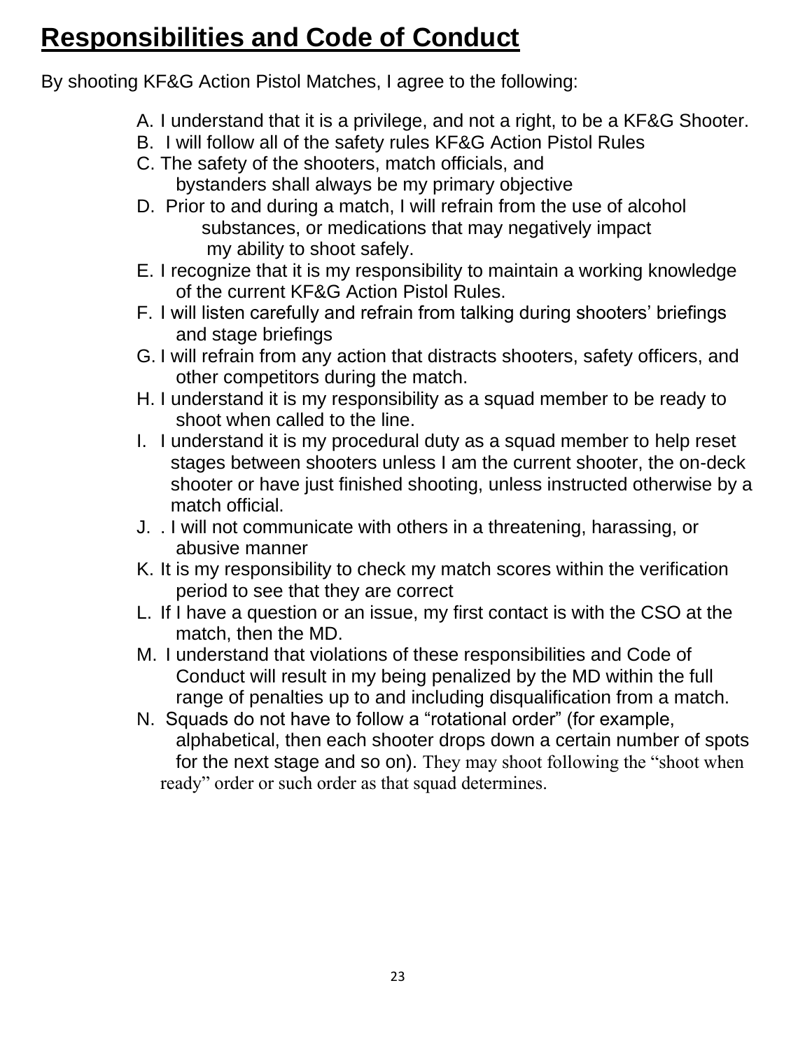# Responsibilities and Code of Conduct

By shooting KF&G Action Pistol Matches, I agree to the following:

A. I understand that it is a privilege, and not a right, to be a KF&G Shooter.
B. I will follow all of the safety rules KF&G Action Pistol Rules
C. The safety of the shooters, match officials, and bystanders shall always be my primary objective
D. Prior to and during a match, I will refrain from the use of alcohol substances, or medications that may negatively impact my ability to shoot safely.
E. I recognize that it is my responsibility to maintain a working knowledge of the current KF&G Action Pistol Rules.
F. I will listen carefully and refrain from talking during shooters' briefings and stage briefings
G. I will refrain from any action that distracts shooters, safety officers, and other competitors during the match.
H. I understand it is my responsibility as a squad member to be ready to shoot when called to the line.
I. I understand it is my procedural duty as a squad member to help reset stages between shooters unless I am the current shooter, the on-deck shooter or have just finished shooting, unless instructed otherwise by a match official.
J. . I will not communicate with others in a threatening, harassing, or abusive manner
K. It is my responsibility to check my match scores within the verification period to see that they are correct
L. If I have a question or an issue, my first contact is with the CSO at the match, then the MD.
M. I understand that violations of these responsibilities and Code of Conduct will result in my being penalized by the MD within the full range of penalties up to and including disqualification from a match.
N. Squads do not have to follow a "rotational order" (for example, alphabetical, then each shooter drops down a certain number of spots for the next stage and so on). They may shoot following the "shoot when ready" order or such order as that squad determines.